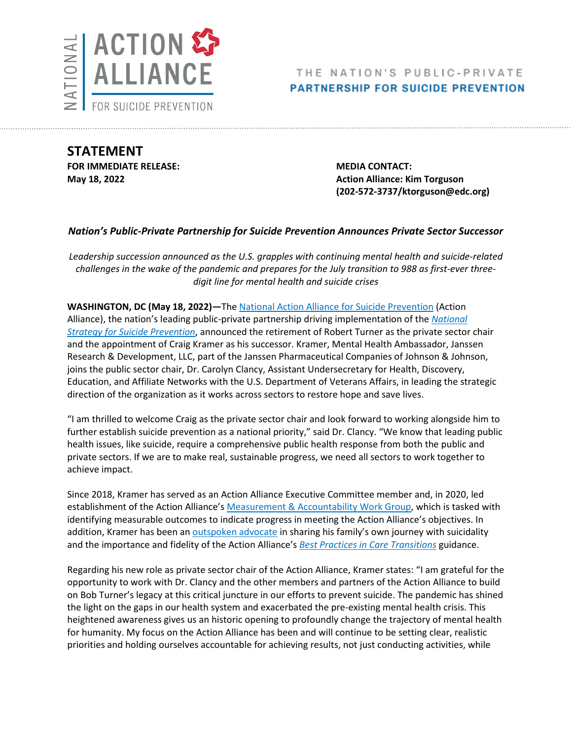NATIONAL ACTION ALLIANCE FOR SUICIDE PREVENTION

THE NATION'S PUBLIC-PRIVATE **PARTNERSHIP FOR SUICIDE PREVENTION**

# STATEMENT

**FOR IMMEDIATE RELEASE:**
**May 18, 2022**

**MEDIA CONTACT:**
**Action Alliance: Kim Torguson**
**(202-572-3737/ktorguson@edc.org)**

***Nation's Public-Private Partnership for Suicide Prevention Announces Private Sector Successor***

*Leadership succession announced as the U.S. grapples with continuing mental health and suicide-related challenges in the wake of the pandemic and prepares for the July transition to 988 as first-ever three-digit line for mental health and suicide crises*

**WASHINGTON, DC (May 18, 2022)—**The National Action Alliance for Suicide Prevention (Action Alliance), the nation's leading public-private partnership driving implementation of the *National Strategy for Suicide Prevention*, announced the retirement of Robert Turner as the private sector chair and the appointment of Craig Kramer as his successor. Kramer, Mental Health Ambassador, Janssen Research & Development, LLC, part of the Janssen Pharmaceutical Companies of Johnson & Johnson, joins the public sector chair, Dr. Carolyn Clancy, Assistant Undersecretary for Health, Discovery, Education, and Affiliate Networks with the U.S. Department of Veterans Affairs, in leading the strategic direction of the organization as it works across sectors to restore hope and save lives.

"I am thrilled to welcome Craig as the private sector chair and look forward to working alongside him to further establish suicide prevention as a national priority," said Dr. Clancy. "We know that leading public health issues, like suicide, require a comprehensive public health response from both the public and private sectors. If we are to make real, sustainable progress, we need all sectors to work together to achieve impact.

Since 2018, Kramer has served as an Action Alliance Executive Committee member and, in 2020, led establishment of the Action Alliance's Measurement & Accountability Work Group, which is tasked with identifying measurable outcomes to indicate progress in meeting the Action Alliance's objectives. In addition, Kramer has been an outspoken advocate in sharing his family's own journey with suicidality and the importance and fidelity of the Action Alliance's *Best Practices in Care Transitions* guidance.

Regarding his new role as private sector chair of the Action Alliance, Kramer states: "I am grateful for the opportunity to work with Dr. Clancy and the other members and partners of the Action Alliance to build on Bob Turner's legacy at this critical juncture in our efforts to prevent suicide. The pandemic has shined the light on the gaps in our health system and exacerbated the pre-existing mental health crisis. This heightened awareness gives us an historic opening to profoundly change the trajectory of mental health for humanity. My focus on the Action Alliance has been and will continue to be setting clear, realistic priorities and holding ourselves accountable for achieving results, not just conducting activities, while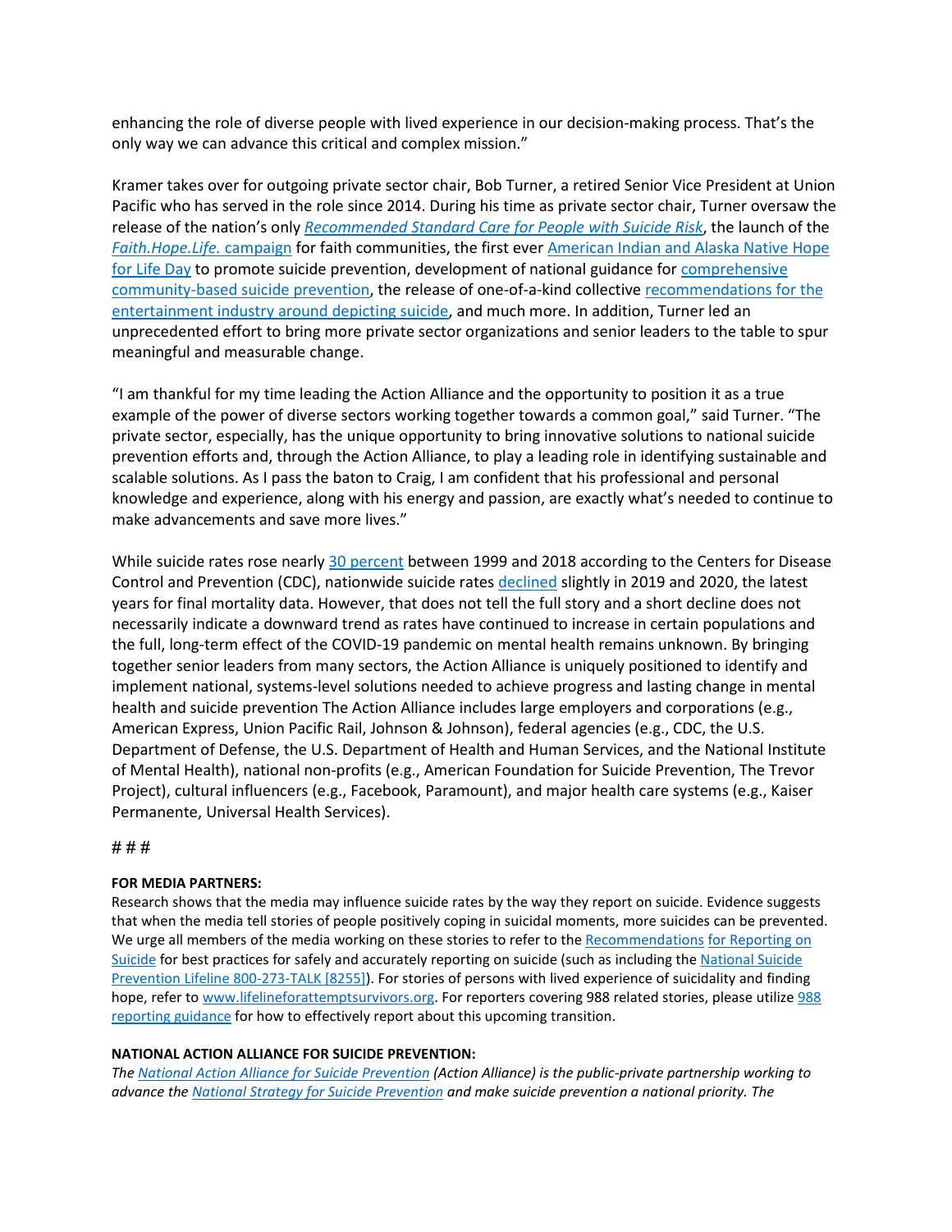enhancing the role of diverse people with lived experience in our decision-making process. That's the only way we can advance this critical and complex mission."

Kramer takes over for outgoing private sector chair, Bob Turner, a retired Senior Vice President at Union Pacific who has served in the role since 2014. During his time as private sector chair, Turner oversaw the release of the nation's only *Recommended Standard Care for People with Suicide Risk*, the launch of the *Faith.Hope.Life.* campaign for faith communities, the first ever American Indian and Alaska Native Hope for Life Day to promote suicide prevention, development of national guidance for comprehensive community-based suicide prevention, the release of one-of-a-kind collective recommendations for the entertainment industry around depicting suicide, and much more. In addition, Turner led an unprecedented effort to bring more private sector organizations and senior leaders to the table to spur meaningful and measurable change.

"I am thankful for my time leading the Action Alliance and the opportunity to position it as a true example of the power of diverse sectors working together towards a common goal," said Turner. "The private sector, especially, has the unique opportunity to bring innovative solutions to national suicide prevention efforts and, through the Action Alliance, to play a leading role in identifying sustainable and scalable solutions. As I pass the baton to Craig, I am confident that his professional and personal knowledge and experience, along with his energy and passion, are exactly what's needed to continue to make advancements and save more lives."

While suicide rates rose nearly 30 percent between 1999 and 2018 according to the Centers for Disease Control and Prevention (CDC), nationwide suicide rates declined slightly in 2019 and 2020, the latest years for final mortality data. However, that does not tell the full story and a short decline does not necessarily indicate a downward trend as rates have continued to increase in certain populations and the full, long-term effect of the COVID-19 pandemic on mental health remains unknown. By bringing together senior leaders from many sectors, the Action Alliance is uniquely positioned to identify and implement national, systems-level solutions needed to achieve progress and lasting change in mental health and suicide prevention The Action Alliance includes large employers and corporations (e.g., American Express, Union Pacific Rail, Johnson & Johnson), federal agencies (e.g., CDC, the U.S. Department of Defense, the U.S. Department of Health and Human Services, and the National Institute of Mental Health), national non-profits (e.g., American Foundation for Suicide Prevention, The Trevor Project), cultural influencers (e.g., Facebook, Paramount), and major health care systems (e.g., Kaiser Permanente, Universal Health Services).

# # #

**FOR MEDIA PARTNERS:**

Research shows that the media may influence suicide rates by the way they report on suicide. Evidence suggests that when the media tell stories of people positively coping in suicidal moments, more suicides can be prevented. We urge all members of the media working on these stories to refer to the Recommendations for Reporting on Suicide for best practices for safely and accurately reporting on suicide (such as including the National Suicide Prevention Lifeline 800-273-TALK [8255]). For stories of persons with lived experience of suicidality and finding hope, refer to www.lifelineforattemptsurvivors.org. For reporters covering 988 related stories, please utilize 988 reporting guidance for how to effectively report about this upcoming transition.

**NATIONAL ACTION ALLIANCE FOR SUICIDE PREVENTION:**

*The National Action Alliance for Suicide Prevention (Action Alliance) is the public-private partnership working to advance the National Strategy for Suicide Prevention and make suicide prevention a national priority. The*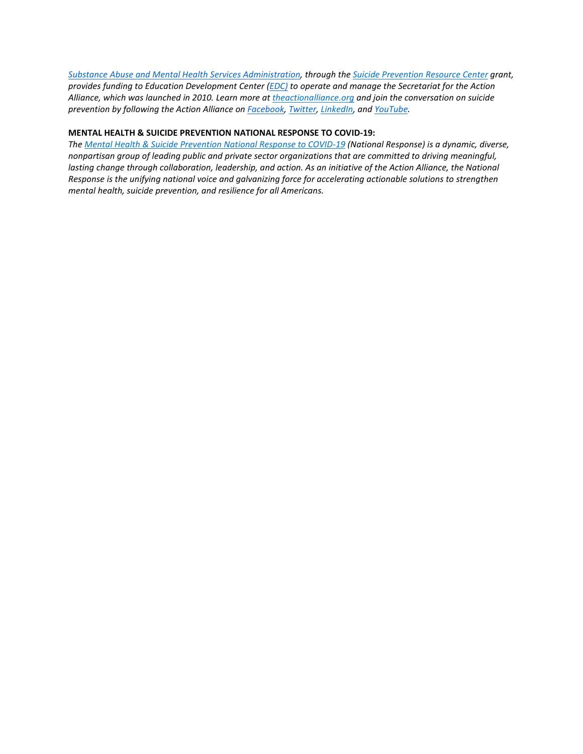*Substance Abuse and Mental Health Services Administration, through the Suicide Prevention Resource Center grant, provides funding to Education Development Center (EDC) to operate and manage the Secretariat for the Action Alliance, which was launched in 2010. Learn more at theactionalliance.org and join the conversation on suicide prevention by following the Action Alliance on Facebook, Twitter, LinkedIn, and YouTube.*

**MENTAL HEALTH & SUICIDE PREVENTION NATIONAL RESPONSE TO COVID-19:**

*The Mental Health & Suicide Prevention National Response to COVID-19 (National Response) is a dynamic, diverse, nonpartisan group of leading public and private sector organizations that are committed to driving meaningful, lasting change through collaboration, leadership, and action. As an initiative of the Action Alliance, the National Response is the unifying national voice and galvanizing force for accelerating actionable solutions to strengthen mental health, suicide prevention, and resilience for all Americans.*